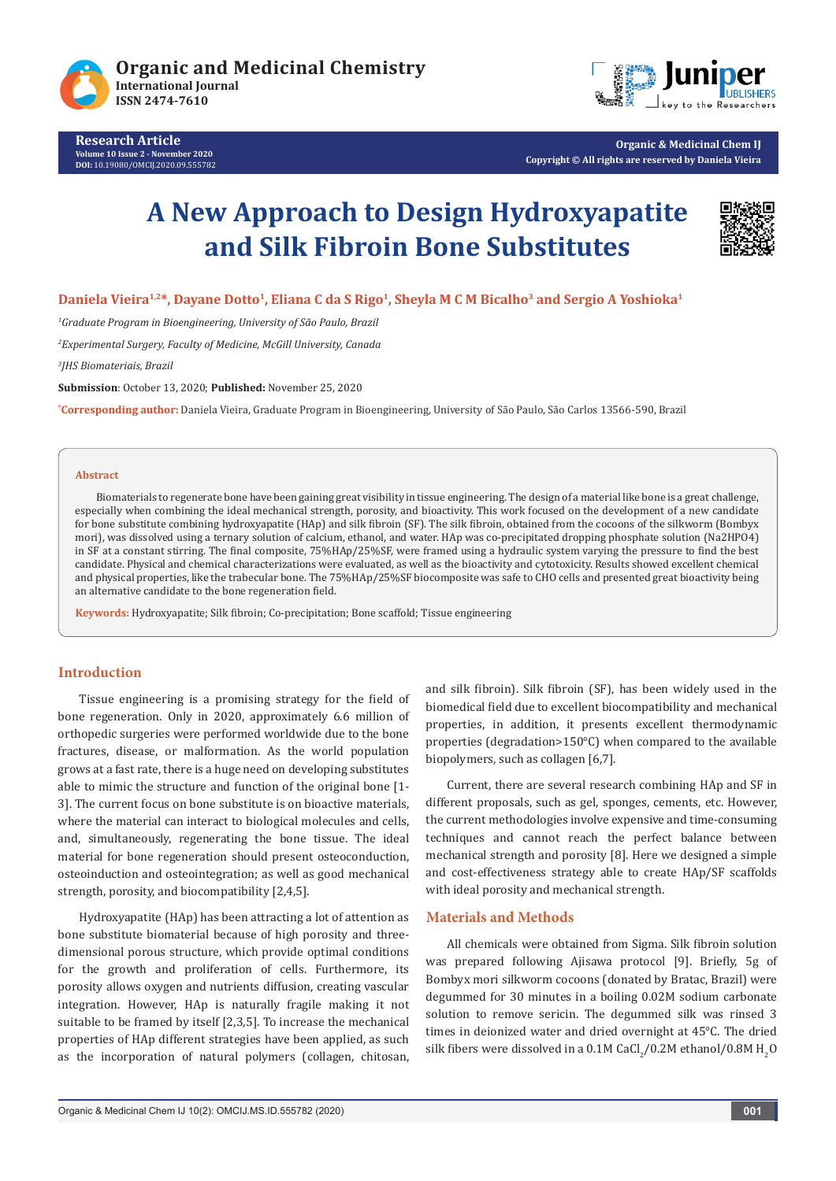Research Article
Volume 10 Issue 2 - November 2020
DOI: 10.19080/OMCIJ.2020.09.555782

Organic & Medicinal Chem IJ
Copyright © All rights are reserved by Daniela Vieira

# A New Approach to Design Hydroxyapatite and Silk Fibroin Bone Substitutes

**Daniela Vieira[1,2]*, Dayane Dotto[1], Eliana C da S Rigo[1], Sheyla M C M Bicalho[3] and Sergio A Yoshioka[1]**

[1]*Graduate Program in Bioengineering, University of São Paulo, Brazil*

[2]*Experimental Surgery, Faculty of Medicine, McGill University, Canada*

[3]*JHS Biomateriais, Brazil*

**Submission**: October 13, 2020; **Published:** November 25, 2020

***Corresponding author:** Daniela Vieira, Graduate Program in Bioengineering, University of São Paulo, São Carlos 13566-590, Brazil

## Abstract

Biomaterials to regenerate bone have been gaining great visibility in tissue engineering. The design of a material like bone is a great challenge, especially when combining the ideal mechanical strength, porosity, and bioactivity. This work focused on the development of a new candidate for bone substitute combining hydroxyapatite (HAp) and silk fibroin (SF). The silk fibroin, obtained from the cocoons of the silkworm (Bombyx mori), was dissolved using a ternary solution of calcium, ethanol, and water. HAp was co-precipitated dropping phosphate solution (Na2HPO4) in SF at a constant stirring. The final composite, 75%HAp/25%SF, were framed using a hydraulic system varying the pressure to find the best candidate. Physical and chemical characterizations were evaluated, as well as the bioactivity and cytotoxicity. Results showed excellent chemical and physical properties, like the trabecular bone. The 75%HAp/25%SF biocomposite was safe to CHO cells and presented great bioactivity being an alternative candidate to the bone regeneration field.

**Keywords:** Hydroxyapatite; Silk fibroin; Co-precipitation; Bone scaffold; Tissue engineering

## Introduction

Tissue engineering is a promising strategy for the field of bone regeneration. Only in 2020, approximately 6.6 million of orthopedic surgeries were performed worldwide due to the bone fractures, disease, or malformation. As the world population grows at a fast rate, there is a huge need on developing substitutes able to mimic the structure and function of the original bone [1-3]. The current focus on bone substitute is on bioactive materials, where the material can interact to biological molecules and cells, and, simultaneously, regenerating the bone tissue. The ideal material for bone regeneration should present osteoconduction, osteoinduction and osteointegration; as well as good mechanical strength, porosity, and biocompatibility [2,4,5].

Hydroxyapatite (HAp) has been attracting a lot of attention as bone substitute biomaterial because of high porosity and three-dimensional porous structure, which provide optimal conditions for the growth and proliferation of cells. Furthermore, its porosity allows oxygen and nutrients diffusion, creating vascular integration. However, HAp is naturally fragile making it not suitable to be framed by itself [2,3,5]. To increase the mechanical properties of HAp different strategies have been applied, as such as the incorporation of natural polymers (collagen, chitosan, and silk fibroin). Silk fibroin (SF), has been widely used in the biomedical field due to excellent biocompatibility and mechanical properties, in addition, it presents excellent thermodynamic properties (degradation>150°C) when compared to the available biopolymers, such as collagen [6,7].

Current, there are several research combining HAp and SF in different proposals, such as gel, sponges, cements, etc. However, the current methodologies involve expensive and time-consuming techniques and cannot reach the perfect balance between mechanical strength and porosity [8]. Here we designed a simple and cost-effectiveness strategy able to create HAp/SF scaffolds with ideal porosity and mechanical strength.

## Materials and Methods

All chemicals were obtained from Sigma. Silk fibroin solution was prepared following Ajisawa protocol [9]. Briefly, 5g of Bombyx mori silkworm cocoons (donated by Bratac, Brazil) were degummed for 30 minutes in a boiling 0.02M sodium carbonate solution to remove sericin. The degummed silk was rinsed 3 times in deionized water and dried overnight at 45°C. The dried silk fibers were dissolved in a 0.1M $CaCl_2$/0.2M ethanol/0.8M $H_2O$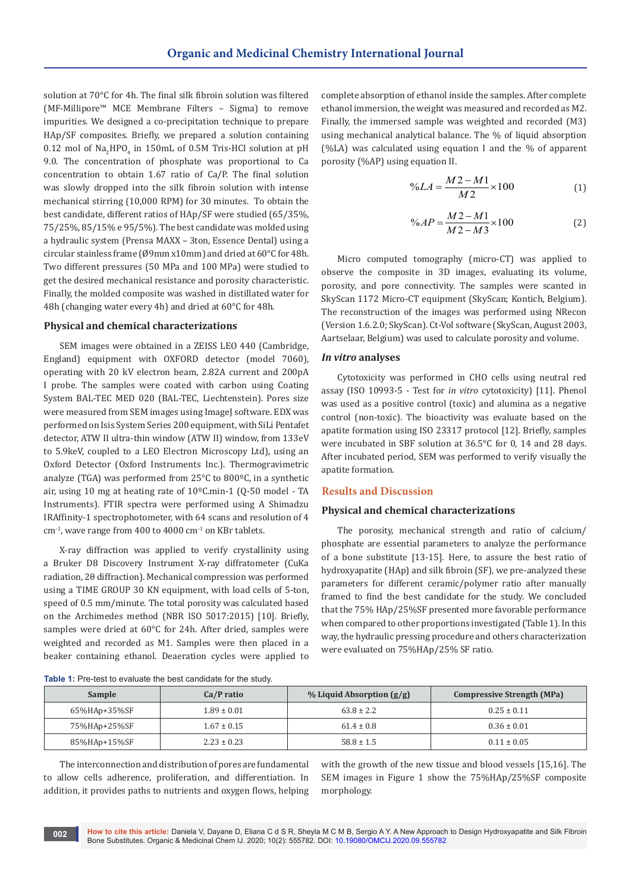solution at 70°C for 4h. The final silk fibroin solution was filtered (MF-Millipore™ MCE Membrane Filters – Sigma) to remove impurities. We designed a co-precipitation technique to prepare HAp/SF composites. Briefly, we prepared a solution containing 0.12 mol of $Na_2HPO_4$ in 150mL of 0.5M Tris-HCl solution at pH 9.0. The concentration of phosphate was proportional to Ca concentration to obtain 1.67 ratio of Ca/P. The final solution was slowly dropped into the silk fibroin solution with intense mechanical stirring (10,000 RPM) for 30 minutes. To obtain the best candidate, different ratios of HAp/SF were studied (65/35%, 75/25%, 85/15% e 95/5%). The best candidate was molded using a hydraulic system (Prensa MAXX – 3ton, Essence Dental) using a circular stainless frame (Ø9mm x10mm) and dried at 60°C for 48h. Two different pressures (50 MPa and 100 MPa) were studied to get the desired mechanical resistance and porosity characteristic. Finally, the molded composite was washed in distillated water for 48h (changing water every 4h) and dried at 60°C for 48h.

### Physical and chemical characterizations

SEM images were obtained in a ZEISS LEO 440 (Cambridge, England) equipment with OXFORD detector (model 7060), operating with 20 kV electron beam, 2.82A current and 200pA I probe. The samples were coated with carbon using Coating System BAL-TEC MED 020 (BAL-TEC, Liechtenstein). Pores size were measured from SEM images using ImageJ software. EDX was performed on Isis System Series 200 equipment, with SiLi Pentafet detector, ATW II ultra-thin window (ATW II) window, from 133eV to 5.9keV, coupled to a LEO Electron Microscopy Ltd), using an Oxford Detector (Oxford Instruments Inc.). Thermogravimetric analyze (TGA) was performed from 25°C to 800ºC, in a synthetic air, using 10 mg at heating rate of 10ºC.min-1 (Q-50 model - TA Instruments). FTIR spectra were performed using A Shimadzu IRAffinity-1 spectrophotometer, with 64 scans and resolution of 4 $cm^{-1}$, wave range from 400 to 4000 $cm^{-1}$ on KBr tablets.

X-ray diffraction was applied to verify crystallinity using a Bruker D8 Discovery Instrument X-ray diffratometer (CuKa radiation, 2θ diffraction). Mechanical compression was performed using a TIME GROUP 30 KN equipment, with load cells of 5-ton, speed of 0.5 mm/minute. The total porosity was calculated based on the Archimedes method (NBR ISO 5017:2015) [10]. Briefly, samples were dried at 60°C for 24h. After dried, samples were weighted and recorded as M1. Samples were then placed in a beaker containing ethanol. Deaeration cycles were applied to complete absorption of ethanol inside the samples. After complete ethanol immersion, the weight was measured and recorded as M2. Finally, the immersed sample was weighted and recorded (M3) using mechanical analytical balance. The % of liquid absorption (%LA) was calculated using equation I and the % of apparent porosity (%AP) using equation II.

$$\%LA = \frac{M2 - M1}{M2} \times 100 \qquad (1)$$

$$\%AP = \frac{M2 - M1}{M2 - M3} \times 100 \qquad (2)$$

Micro computed tomography (micro-CT) was applied to observe the composite in 3D images, evaluating its volume, porosity, and pore connectivity. The samples were scanted in SkyScan 1172 Micro-CT equipment (SkyScan; Kontich, Belgium). The reconstruction of the images was performed using NRecon (Version 1.6.2.0; SkyScan). Ct-Vol software (SkyScan, August 2003, Aartselaar, Belgium) was used to calculate porosity and volume.

### *In vitro* analyses

Cytotoxicity was performed in CHO cells using neutral red assay (ISO 10993-5 - Test for *in vitro* cytotoxicity) [11]. Phenol was used as a positive control (toxic) and alumina as a negative control (non-toxic). The bioactivity was evaluate based on the apatite formation using ISO 23317 protocol [12]. Briefly, samples were incubated in SBF solution at 36.5°C for 0, 14 and 28 days. After incubated period, SEM was performed to verify visually the apatite formation.

## Results and Discussion

### Physical and chemical characterizations

The porosity, mechanical strength and ratio of calcium/phosphate are essential parameters to analyze the performance of a bone substitute [13-15]. Here, to assure the best ratio of hydroxyapatite (HAp) and silk fibroin (SF), we pre-analyzed these parameters for different ceramic/polymer ratio after manually framed to find the best candidate for the study. We concluded that the 75% HAp/25%SF presented more favorable performance when compared to other proportions investigated (Table 1). In this way, the hydraulic pressing procedure and others characterization were evaluated on 75%HAp/25% SF ratio.

**Table 1:** Pre-test to evaluate the best candidate for the study.

| Sample | Ca/P ratio | % Liquid Absorption (g/g) | Compressive Strength (MPa) |
|---|---|---|---|
| 65%HAp+35%SF | 1.89 ± 0.01 | 63.8 ± 2.2 | 0.25 ± 0.11 |
| 75%HAp+25%SF | 1.67 ± 0.15 | 61.4 ± 0.8 | 0.36 ± 0.01 |
| 85%HAp+15%SF | 2.23 ± 0.23 | 58.8 ± 1.5 | 0.11 ± 0.05 |

The interconnection and distribution of pores are fundamental to allow cells adherence, proliferation, and differentiation. In addition, it provides paths to nutrients and oxygen flows, helping with the growth of the new tissue and blood vessels [15,16]. The SEM images in Figure 1 show the 75%HAp/25%SF composite morphology.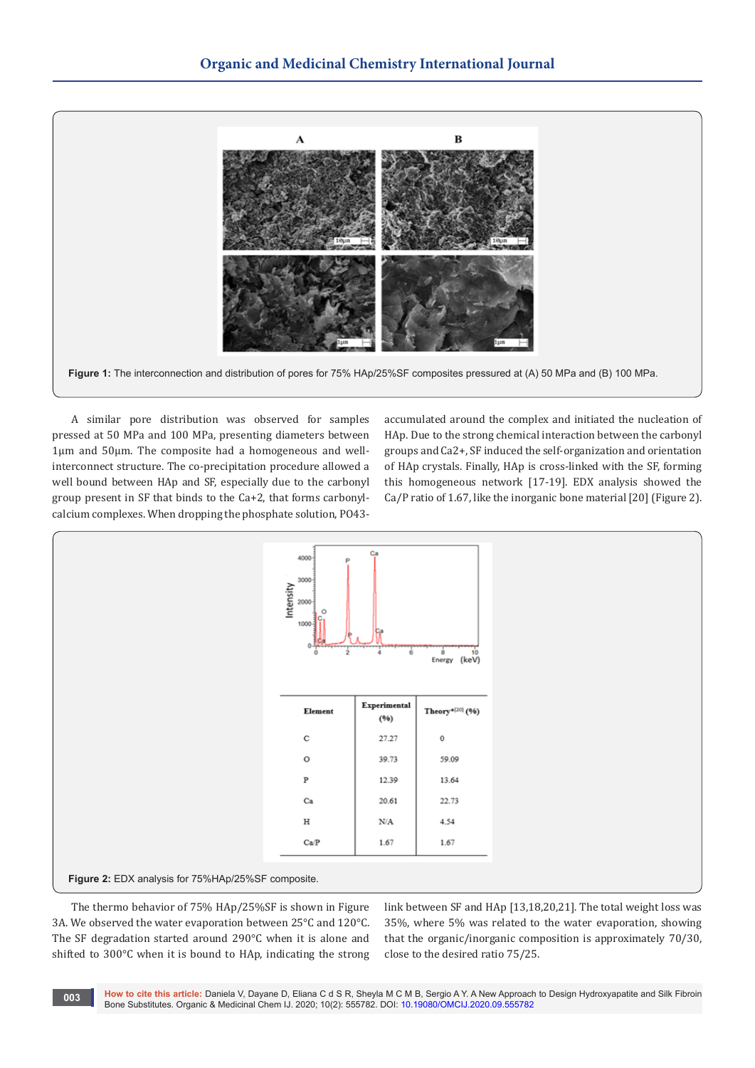Figure 1: The interconnection and distribution of pores for 75% HAp/25%SF composites pressured at (A) 50 MPa and (B) 100 MPa.

A similar pore distribution was observed for samples pressed at 50 MPa and 100 MPa, presenting diameters between 1µm and 50µm. The composite had a homogeneous and well-interconnect structure. The co-precipitation procedure allowed a well bound between HAp and SF, especially due to the carbonyl group present in SF that binds to the Ca+2, that forms carbonyl-calcium complexes. When dropping the phosphate solution, PO43- accumulated around the complex and initiated the nucleation of HAp. Due to the strong chemical interaction between the carbonyl groups and Ca2+, SF induced the self-organization and orientation of HAp crystals. Finally, HAp is cross-linked with the SF, forming this homogeneous network [17-19]. EDX analysis showed the Ca/P ratio of 1.67, like the inorganic bone material [20] (Figure 2).

| Element | Experimental (%) | Theory*[20] (%) |
|---|---|---|
| C | 27.27 | 0 |
| O | 39.73 | 59.09 |
| P | 12.39 | 13.64 |
| Ca | 20.61 | 22.73 |
| H | N/A | 4.54 |
| Ca/P | 1.67 | 1.67 |

Figure 2: EDX analysis for 75%HAp/25%SF composite.

The thermo behavior of 75% HAp/25%SF is shown in Figure 3A. We observed the water evaporation between 25°C and 120°C. The SF degradation started around 290°C when it is alone and shifted to 300°C when it is bound to HAp, indicating the strong link between SF and HAp [13,18,20,21]. The total weight loss was 35%, where 5% was related to the water evaporation, showing that the organic/inorganic composition is approximately 70/30, close to the desired ratio 75/25.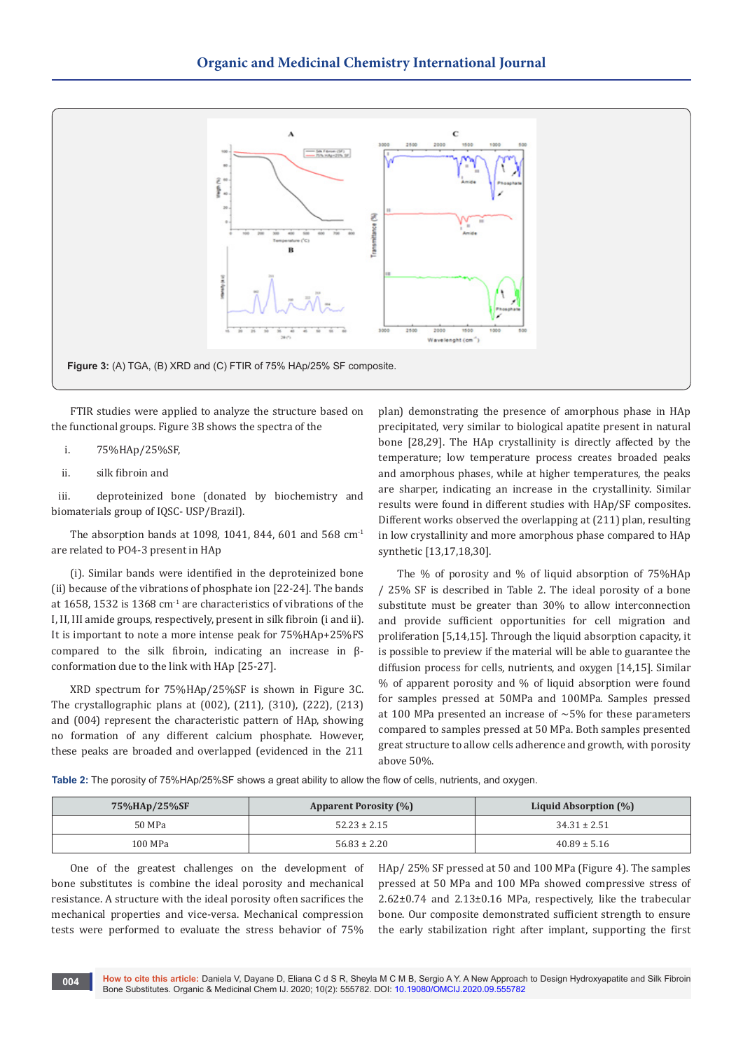**Figure 3:** (A) TGA, (B) XRD and (C) FTIR of 75% HAp/25% SF composite.

FTIR studies were applied to analyze the structure based on the functional groups. Figure 3B shows the spectra of the

i. 75%HAp/25%SF,

ii. silk fibroin and

iii. deproteinized bone (donated by biochemistry and biomaterials group of IQSC- USP/Brazil).

The absorption bands at 1098, 1041, 844, 601 and 568 $cm^{-1}$ are related to PO4-3 present in HAp

(i). Similar bands were identified in the deproteinized bone (ii) because of the vibrations of phosphate ion [22-24]. The bands at 1658, 1532 is 1368 $cm^{-1}$ are characteristics of vibrations of the I, II, III amide groups, respectively, present in silk fibroin (i and ii). It is important to note a more intense peak for 75%HAp+25%FS compared to the silk fibroin, indicating an increase in β-conformation due to the link with HAp [25-27].

XRD spectrum for 75%HAp/25%SF is shown in Figure 3C. The crystallographic plans at (002), (211), (310), (222), (213) and (004) represent the characteristic pattern of HAp, showing no formation of any different calcium phosphate. However, these peaks are broaded and overlapped (evidenced in the 211 plan) demonstrating the presence of amorphous phase in HAp precipitated, very similar to biological apatite present in natural bone [28,29]. The HAp crystallinity is directly affected by the temperature; low temperature process creates broaded peaks and amorphous phases, while at higher temperatures, the peaks are sharper, indicating an increase in the crystallinity. Similar results were found in different studies with HAp/SF composites. Different works observed the overlapping at (211) plan, resulting in low crystallinity and more amorphous phase compared to HAp synthetic [13,17,18,30].

The % of porosity and % of liquid absorption of 75%HAp / 25% SF is described in Table 2. The ideal porosity of a bone substitute must be greater than 30% to allow interconnection and provide sufficient opportunities for cell migration and proliferation [5,14,15]. Through the liquid absorption capacity, it is possible to preview if the material will be able to guarantee the diffusion process for cells, nutrients, and oxygen [14,15]. Similar % of apparent porosity and % of liquid absorption were found for samples pressed at 50MPa and 100MPa. Samples pressed at 100 MPa presented an increase of ~5% for these parameters compared to samples pressed at 50 MPa. Both samples presented great structure to allow cells adherence and growth, with porosity above 50%.

**Table 2:** The porosity of 75%HAp/25%SF shows a great ability to allow the flow of cells, nutrients, and oxygen.

| 75%HAp/25%SF | Apparent Porosity (%) | Liquid Absorption (%) |
|---|---|---|
| 50 MPa | 52.23 ± 2.15 | 34.31 ± 2.51 |
| 100 MPa | 56.83 ± 2.20 | 40.89 ± 5.16 |

One of the greatest challenges on the development of bone substitutes is combine the ideal porosity and mechanical resistance. A structure with the ideal porosity often sacrifices the mechanical properties and vice-versa. Mechanical compression tests were performed to evaluate the stress behavior of 75% HAp/ 25% SF pressed at 50 and 100 MPa (Figure 4). The samples pressed at 50 MPa and 100 MPa showed compressive stress of 2.62±0.74 and 2.13±0.16 MPa, respectively, like the trabecular bone. Our composite demonstrated sufficient strength to ensure the early stabilization right after implant, supporting the first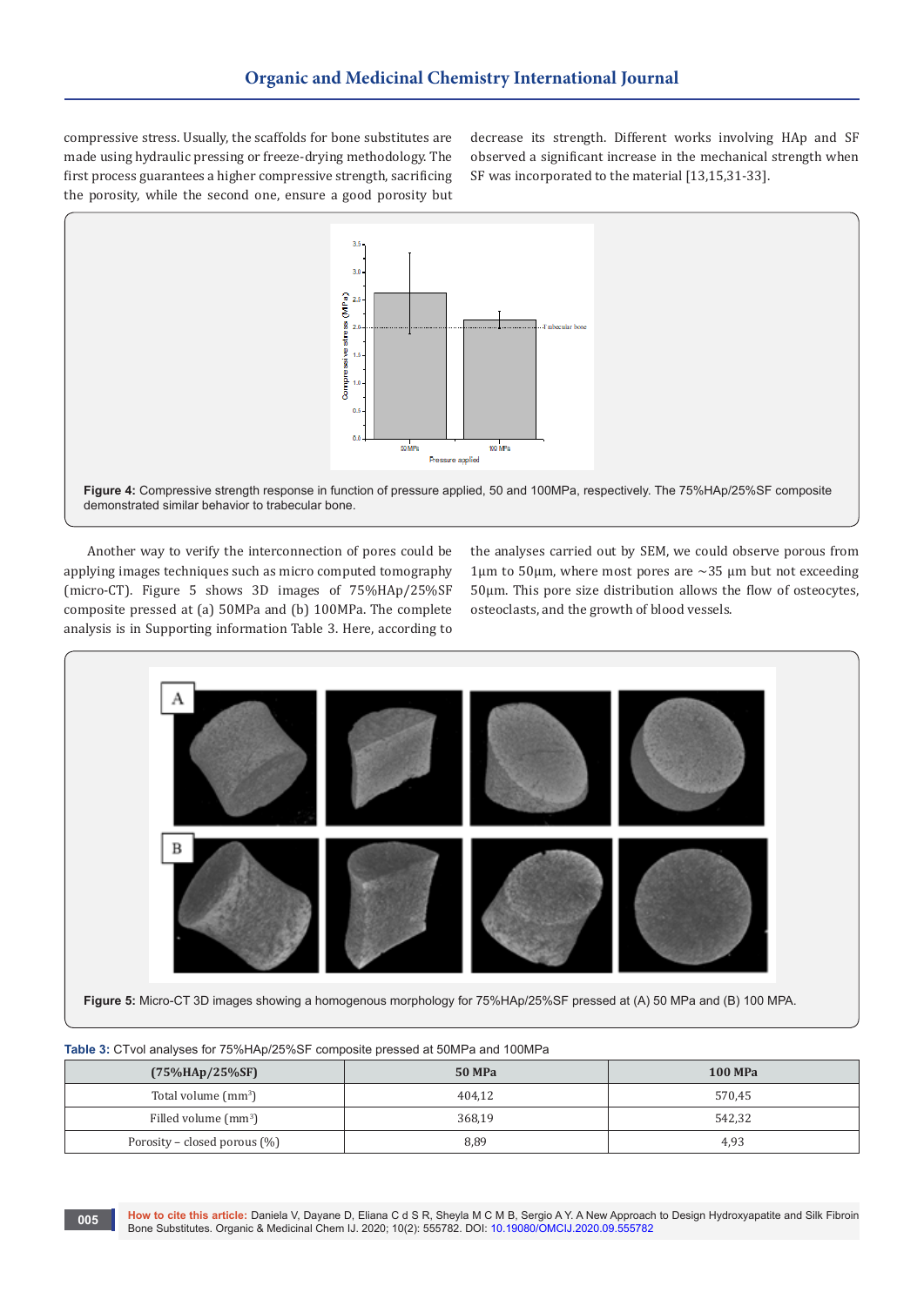compressive stress. Usually, the scaffolds for bone substitutes are made using hydraulic pressing or freeze-drying methodology. The first process guarantees a higher compressive strength, sacrificing the porosity, while the second one, ensure a good porosity but decrease its strength. Different works involving HAp and SF observed a significant increase in the mechanical strength when SF was incorporated to the material [13,15,31-33].

**Figure 4:** Compressive strength response in function of pressure applied, 50 and 100MPa, respectively. The 75%HAp/25%SF composite demonstrated similar behavior to trabecular bone.

Another way to verify the interconnection of pores could be applying images techniques such as micro computed tomography (micro-CT). Figure 5 shows 3D images of 75%HAp/25%SF composite pressed at (a) 50MPa and (b) 100MPa. The complete analysis is in Supporting information Table 3. Here, according to the analyses carried out by SEM, we could observe porous from 1µm to 50µm, where most pores are ~35 µm but not exceeding 50µm. This pore size distribution allows the flow of osteocytes, osteoclasts, and the growth of blood vessels.

**Figure 5:** Micro-CT 3D images showing a homogenous morphology for 75%HAp/25%SF pressed at (A) 50 MPa and (B) 100 MPA.

**Table 3:** CTvol analyses for 75%HAp/25%SF composite pressed at 50MPa and 100MPa

| (75%HAp/25%SF) | 50 MPa | 100 MPa |
|---|---|---|
| Total volume ($mm^3$) | 404,12 | 570,45 |
| Filled volume ($mm^3$) | 368,19 | 542,32 |
| Porosity – closed porous (%) | 8,89 | 4,93 |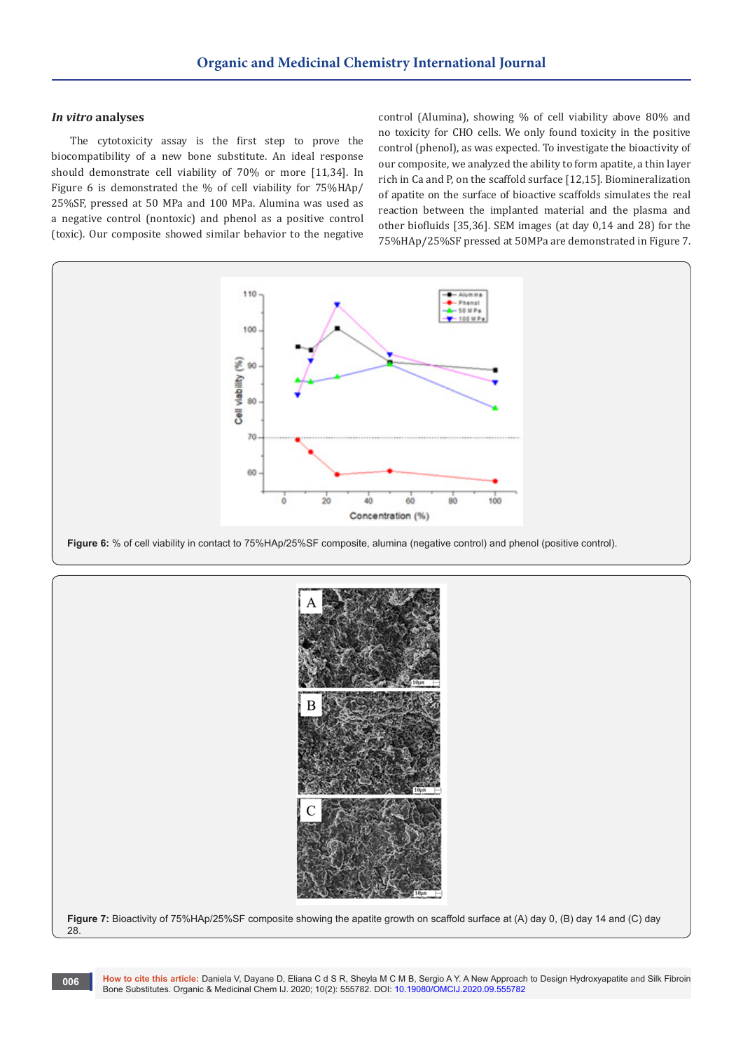### *In vitro* analyses

The cytotoxicity assay is the first step to prove the biocompatibility of a new bone substitute. An ideal response should demonstrate cell viability of 70% or more [11,34]. In Figure 6 is demonstrated the % of cell viability for 75%HAp/25%SF, pressed at 50 MPa and 100 MPa. Alumina was used as a negative control (nontoxic) and phenol as a positive control (toxic). Our composite showed similar behavior to the negative control (Alumina), showing % of cell viability above 80% and no toxicity for CHO cells. We only found toxicity in the positive control (phenol), as was expected. To investigate the bioactivity of our composite, we analyzed the ability to form apatite, a thin layer rich in Ca and P, on the scaffold surface [12,15]. Biomineralization of apatite on the surface of bioactive scaffolds simulates the real reaction between the implanted material and the plasma and other biofluids [35,36]. SEM images (at day 0,14 and 28) for the 75%HAp/25%SF pressed at 50MPa are demonstrated in Figure 7.

**Figure 6:** % of cell viability in contact to 75%HAp/25%SF composite, alumina (negative control) and phenol (positive control).

**Figure 7:** Bioactivity of 75%HAp/25%SF composite showing the apatite growth on scaffold surface at (A) day 0, (B) day 14 and (C) day 28.

**How to cite this article:** Daniela V, Dayane D, Eliana C d S R, Sheyla M C M B, Sergio A Y. A New Approach to Design Hydroxyapatite and Silk Fibroin Bone Substitutes. Organic & Medicinal Chem IJ. 2020; 10(2): 555782. DOI: 10.19080/OMCIJ.2020.09.555782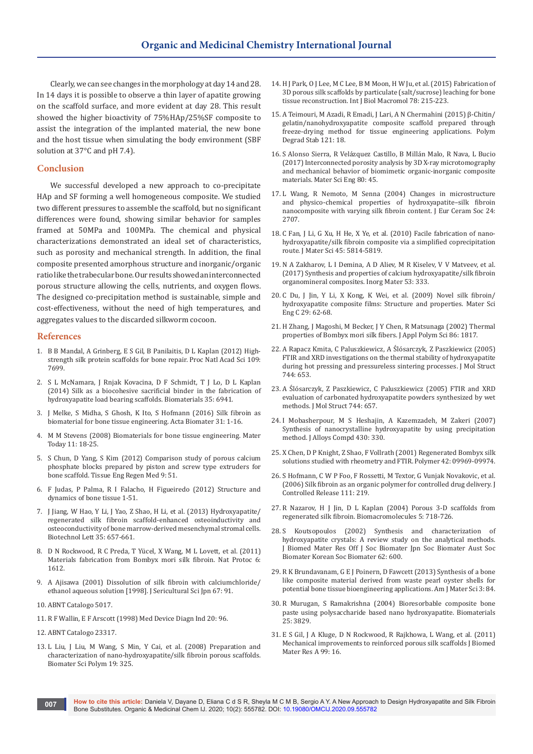Clearly, we can see changes in the morphology at day 14 and 28. In 14 days it is possible to observe a thin layer of apatite growing on the scaffold surface, and more evident at day 28. This result showed the higher bioactivity of 75%HAp/25%SF composite to assist the integration of the implanted material, the new bone and the host tissue when simulating the body environment (SBF solution at 37°C and pH 7.4).

## Conclusion

We successful developed a new approach to co-precipitate HAp and SF forming a well homogeneous composite. We studied two different pressures to assemble the scaffold, but no significant differences were found, showing similar behavior for samples framed at 50MPa and 100MPa. The chemical and physical characterizations demonstrated an ideal set of characteristics, such as porosity and mechanical strength. In addition, the final composite presented amorphous structure and inorganic/organic ratio like the trabecular bone. Our results showed an interconnected porous structure allowing the cells, nutrients, and oxygen flows. The designed co-precipitation method is sustainable, simple and cost-effectiveness, without the need of high temperatures, and aggregates values to the discarded silkworm cocoon.

## References

1. B B Mandal, A Grinberg, E S Gil, B Panilaitis, D L Kaplan (2012) High-strength silk protein scaffolds for bone repair. Proc Natl Acad Sci 109: 7699.
2. S L McNamara, J Rnjak Kovacina, D F Schmidt, T J Lo, D L Kaplan (2014) Silk as a biocohesive sacrificial binder in the fabrication of hydroxyapatite load bearing scaffolds. Biomaterials 35: 6941.
3. J Melke, S Midha, S Ghosh, K Ito, S Hofmann (2016) Silk fibroin as biomaterial for bone tissue engineering. Acta Biomater 31: 1-16.
4. M M Stevens (2008) Biomaterials for bone tissue engineering. Mater Today 11: 18-25.
5. S Chun, D Yang, S Kim (2012) Comparison study of porous calcium phosphate blocks prepared by piston and screw type extruders for bone scaffold. Tissue Eng Regen Med 9: 51.
6. F Judas, P Palma, R I Falacho, H Figueiredo (2012) Structure and dynamics of bone tissue 1-51.
7. J Jiang, W Hao, Y Li, J Yao, Z Shao, H Li, et al. (2013) Hydroxyapatite/regenerated silk fibroin scaffold-enhanced osteoinductivity and osteoconductivity of bone marrow-derived mesenchymal stromal cells. Biotechnol Lett 35: 657-661.
8. D N Rockwood, R C Preda, T Yücel, X Wang, M L Lovett, et al. (2011) Materials fabrication from Bombyx mori silk fibroin. Nat Protoc 6: 1612.
9. A Ajisawa (2001) Dissolution of silk fibroin with calciumchloride/ethanol aqueous solution [1998]. J Sericultural Sci Jpn 67: 91.
10. ABNT Catalogo 5017.
11. R F Wallin, E F Arscott (1998) Med Device Diagn Ind 20: 96.
12. ABNT Catalogo 23317.
13. L Liu, J Liu, M Wang, S Min, Y Cai, et al. (2008) Preparation and characterization of nano-hydroxyapatite/silk fibroin porous scaffolds. Biomater Sci Polym 19: 325.
14. H J Park, O J Lee, M C Lee, B M Moon, H W Ju, et al. (2015) Fabrication of 3D porous silk scaffolds by particulate (salt/sucrose) leaching for bone tissue reconstruction. Int J Biol Macromol 78: 215-223.
15. A Teimouri, M Azadi, R Emadi, J Lari, A N Chermahini (2015) β-Chitin/gelatin/nanohydroxyapatite composite scaffold prepared through freeze-drying method for tissue engineering applications. Polym Degrad Stab 121: 18.
16. S Alonso Sierra, R Velázquez Castillo, B Millán Malo, R Nava, L Bucio (2017) Interconnected porosity analysis by 3D X-ray microtomography and mechanical behavior of biomimetic organic-inorganic composite materials. Mater Sci Eng 80: 45.
17. L Wang, R Nemoto, M Senna (2004) Changes in microstructure and physico-chemical properties of hydroxyapatite–silk fibroin nanocomposite with varying silk fibroin content. J Eur Ceram Soc 24: 2707.
18. C Fan, J Li, G Xu, H He, X Ye, et al. (2010) Facile fabrication of nano-hydroxyapatite/silk fibroin composite via a simplified coprecipitation route. J Mater Sci 45: 5814-5819.
19. N A Zakharov, L I Demina, A D Aliev, M R Kiselev, V V Matveev, et al. (2017) Synthesis and properties of calcium hydroxyapatite/silk fibroin organomineral composites. Inorg Mater 53: 333.
20. C Du, J Jin, Y Li, X Kong, K Wei, et al. (2009) Novel silk fibroin/hydroxyapatite composite films: Structure and properties. Mater Sci Eng C 29: 62-68.
21. H Zhang, J Magoshi, M Becker, J Y Chen, R Matsunaga (2002) Thermal properties of Bombyx mori silk fibers. J Appl Polym Sci 86: 1817.
22. A Rapacz Kmita, C Paluszkiewicz, A Ślósarczyk, Z Paszkiewicz (2005) FTIR and XRD investigations on the thermal stability of hydroxyapatite during hot pressing and pressureless sintering processes. J Mol Struct 744: 653.
23. A Ślósarczyk, Z Paszkiewicz, C Paluszkiewicz (2005) FTIR and XRD evaluation of carbonated hydroxyapatite powders synthesized by wet methods. J Mol Struct 744: 657.
24. I Mobasherpour, M S Heshajin, A Kazemzadeh, M Zakeri (2007) Synthesis of nanocrystalline hydroxyapatite by using precipitation method. J Alloys Compd 430: 330.
25. X Chen, D P Knight, Z Shao, F Vollrath (2001) Regenerated Bombyx silk solutions studied with rheometry and FTIR. Polymer 42: 09969-09974.
26. S Hofmann, C W P Foo, F Rossetti, M Textor, G Vunjak Novakovic, et al. (2006) Silk fibroin as an organic polymer for controlled drug delivery. J Controlled Release 111: 219.
27. R Nazarov, H J Jin, D L Kaplan (2004) Porous 3-D scaffolds from regenerated silk fibroin. Biomacromolecules 5: 718-726.
28. S Koutsopoulos (2002) Synthesis and characterization of hydroxyapatite crystals: A review study on the analytical methods. J Biomed Mater Res Off J Soc Biomater Jpn Soc Biomater Aust Soc Biomater Korean Soc Biomater 62: 600.
29. R K Brundavanam, G E J Poinern, D Fawcett (2013) Synthesis of a bone like composite material derived from waste pearl oyster shells for potential bone tissue bioengineering applications. Am J Mater Sci 3: 84.
30. R Murugan, S Ramakrishna (2004) Bioresorbable composite bone paste using polysaccharide based nano hydroxyapatite. Biomaterials 25: 3829.
31. E S Gil, J A Kluge, D N Rockwood, R Rajkhowa, L Wang, et al. (2011) Mechanical improvements to reinforced porous silk scaffolds J Biomed Mater Res A 99: 16.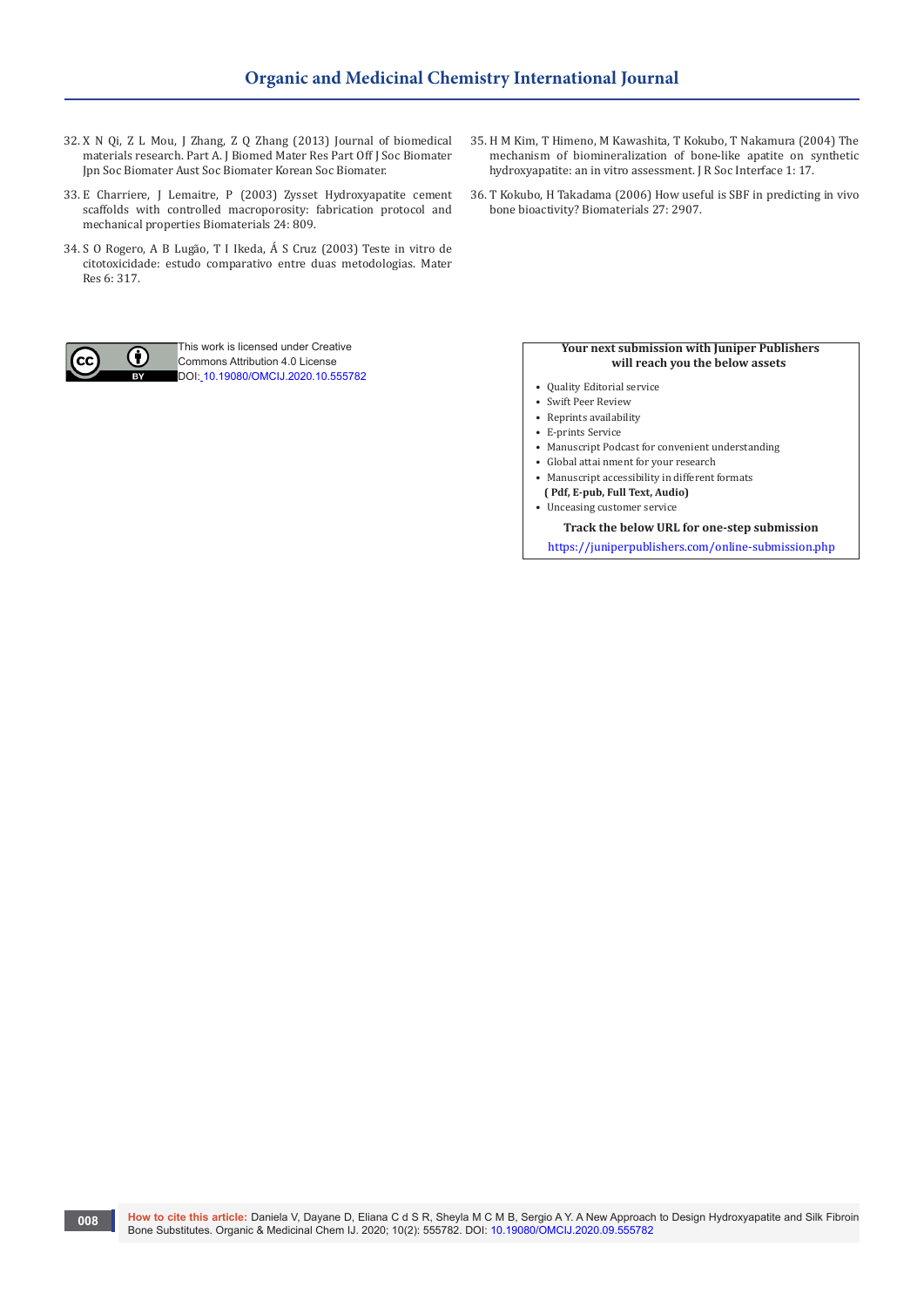32. X N Qi, Z L Mou, J Zhang, Z Q Zhang (2013) Journal of biomedical materials research. Part A. J Biomed Mater Res Part Off J Soc Biomater Jpn Soc Biomater Aust Soc Biomater Korean Soc Biomater.

33. E Charriere, J Lemaitre, P (2003) Zysset Hydroxyapatite cement scaffolds with controlled macroporosity: fabrication protocol and mechanical properties Biomaterials 24: 809.

34. S O Rogero, A B Lugão, T I Ikeda, Á S Cruz (2003) Teste in vitro de citotoxicidade: estudo comparativo entre duas metodologias. Mater Res 6: 317.

35. H M Kim, T Himeno, M Kawashita, T Kokubo, T Nakamura (2004) The mechanism of biomineralization of bone-like apatite on synthetic hydroxyapatite: an in vitro assessment. J R Soc Interface 1: 17.

36. T Kokubo, H Takadama (2006) How useful is SBF in predicting in vivo bone bioactivity? Biomaterials 27: 2907.

This work is licensed under Creative Commons Attribution 4.0 License
DOI: 10.19080/OMCIJ.2020.10.555782

**Your next submission with Juniper Publishers will reach you the below assets**

- Quality Editorial service
- Swift Peer Review
- Reprints availability
- E-prints Service
- Manuscript Podcast for convenient understanding
- Global attai nment for your research
- Manuscript accessibility in different formats **( Pdf, E-pub, Full Text, Audio)**
- Unceasing customer service

**Track the below URL for one-step submission**

https://juniperpublishers.com/online-submission.php

**How to cite this article:** Daniela V, Dayane D, Eliana C d S R, Sheyla M C M B, Sergio A Y. A New Approach to Design Hydroxyapatite and Silk Fibroin Bone Substitutes. Organic & Medicinal Chem IJ. 2020; 10(2): 555782. DOI: 10.19080/OMCIJ.2020.09.555782